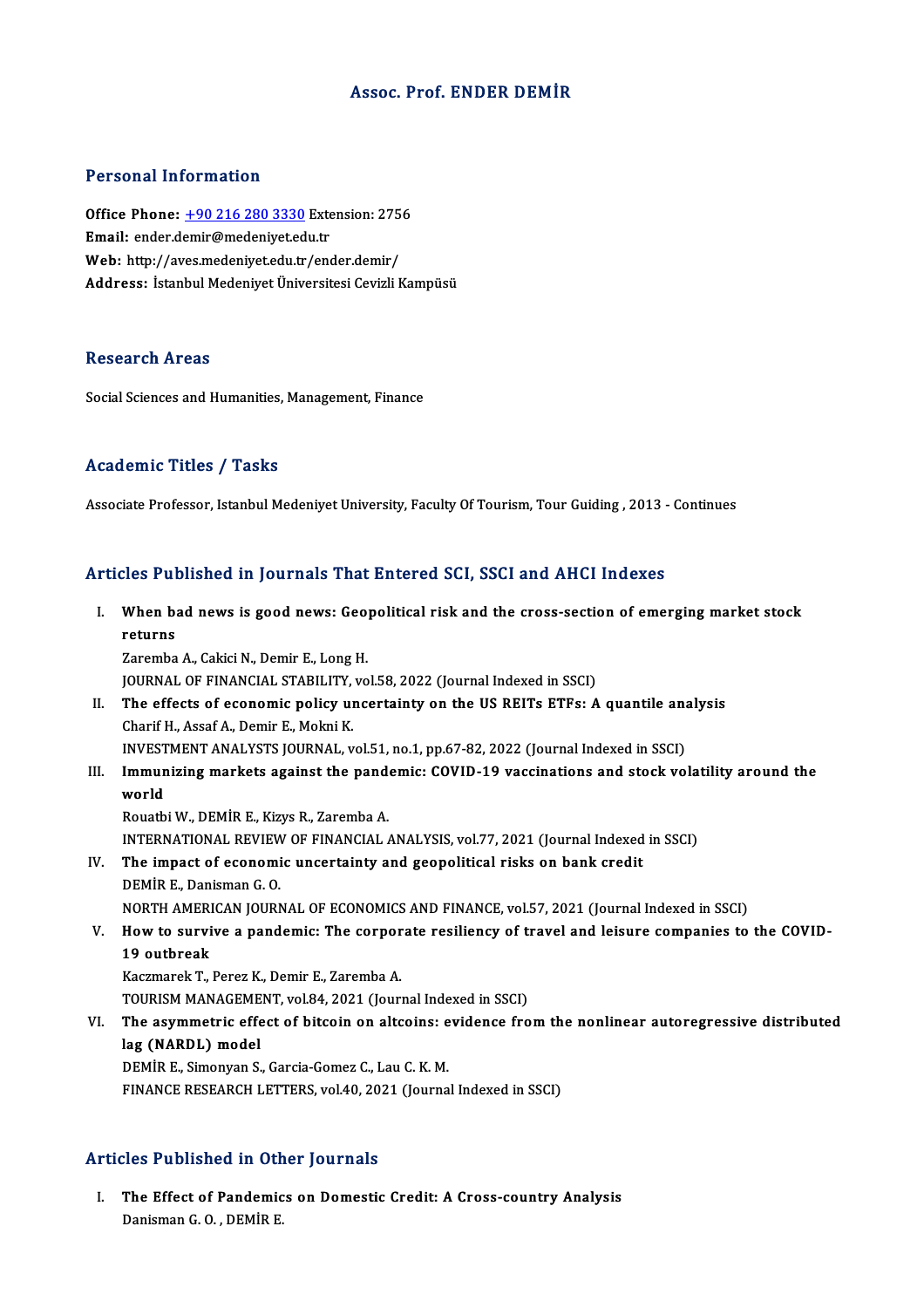# Assoc. Prof. ENDER DEMİR

## Personal Information

**Office Phone:** +90 216 280 3330 Extension: 2756
**Email:** ender.demir@medeniyet.edu.tr
**Web:** http://aves.medeniyet.edu.tr/ender.demir/
**Address:** İstanbul Medeniyet Üniversitesi Cevizli Kampüsü

## Research Areas

Social Sciences and Humanities, Management, Finance

## Academic Titles / Tasks

Associate Professor, Istanbul Medeniyet University, Faculty Of Tourism, Tour Guiding , 2013 - Continues

## Articles Published in Journals That Entered SCI, SSCI and AHCI Indexes

I. **When bad news is good news: Geopolitical risk and the cross-section of emerging market stock returns**
Zaremba A., Cakici N., Demir E., Long H.
JOURNAL OF FINANCIAL STABILITY, vol.58, 2022 (Journal Indexed in SSCI)

II. **The effects of economic policy uncertainty on the US REITs ETFs: A quantile analysis**
Charif H., Assaf A., Demir E., Mokni K.
INVESTMENT ANALYSTS JOURNAL, vol.51, no.1, pp.67-82, 2022 (Journal Indexed in SSCI)

III. **Immunizing markets against the pandemic: COVID-19 vaccinations and stock volatility around the world**
Rouatbi W., DEMİR E., Kizys R., Zaremba A.
INTERNATIONAL REVIEW OF FINANCIAL ANALYSIS, vol.77, 2021 (Journal Indexed in SSCI)

IV. **The impact of economic uncertainty and geopolitical risks on bank credit**
DEMİR E., Danisman G. O.
NORTH AMERICAN JOURNAL OF ECONOMICS AND FINANCE, vol.57, 2021 (Journal Indexed in SSCI)

V. **How to survive a pandemic: The corporate resiliency of travel and leisure companies to the COVID-19 outbreak**
Kaczmarek T., Perez K., Demir E., Zaremba A.
TOURISM MANAGEMENT, vol.84, 2021 (Journal Indexed in SSCI)

VI. **The asymmetric effect of bitcoin on altcoins: evidence from the nonlinear autoregressive distributed lag (NARDL) model**
DEMİR E., Simonyan S., Garcia-Gomez C., Lau C. K. M.
FINANCE RESEARCH LETTERS, vol.40, 2021 (Journal Indexed in SSCI)

## Articles Published in Other Journals

I. **The Effect of Pandemics on Domestic Credit: A Cross-country Analysis**
Danisman G. O. , DEMİR E.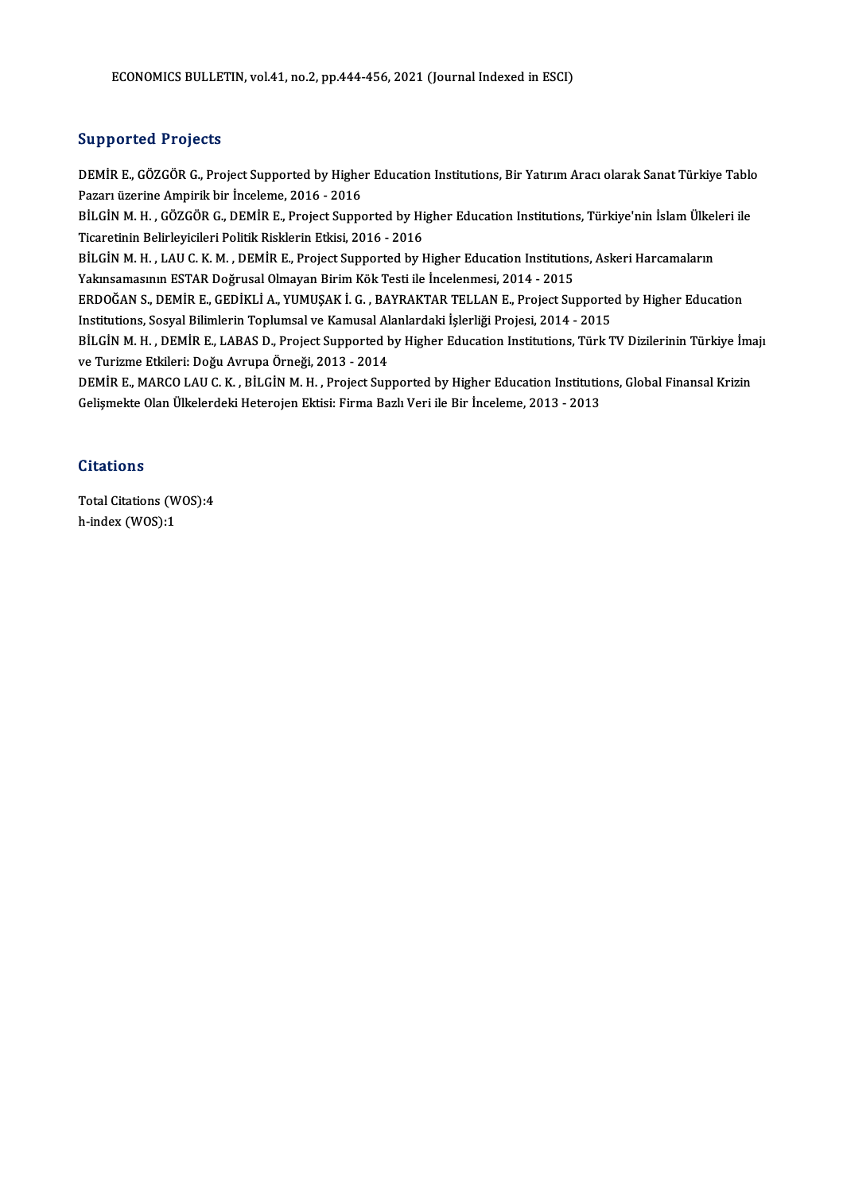ECONOMICS BULLETIN, vol.41, no.2, pp.444-456, 2021 (Journal Indexed in ESCI)

## Supported Projects

DEMİR E., GÖZGÖR G., Project Supported by Higher Education Institutions, Bir Yatırım Aracı olarak Sanat Türkiye Tablo Pazarı üzerine Ampirik bir İnceleme, 2016 - 2016

BİLGİN M. H. , GÖZGÖR G., DEMİR E., Project Supported by Higher Education Institutions, Türkiye'nin İslam Ülkeleri ile Ticaretinin Belirleyicileri Politik Risklerin Etkisi, 2016 - 2016

BİLGİN M. H. , LAU C. K. M. , DEMİR E., Project Supported by Higher Education Institutions, Askeri Harcamaların Yakınsamasının ESTAR Doğrusal Olmayan Birim Kök Testi ile İncelenmesi, 2014 - 2015

ERDOĞAN S., DEMİR E., GEDİKLİ A., YUMUŞAK İ. G. , BAYRAKTAR TELLAN E., Project Supported by Higher Education Institutions, Sosyal Bilimlerin Toplumsal ve Kamusal Alanlardaki İşlerliği Projesi, 2014 - 2015

BİLGİN M. H. , DEMİR E., LABAS D., Project Supported by Higher Education Institutions, Türk TV Dizilerinin Türkiye İmajı ve Turizme Etkileri: Doğu Avrupa Örneği, 2013 - 2014

DEMİR E., MARCO LAU C. K. , BİLGİN M. H. , Project Supported by Higher Education Institutions, Global Finansal Krizin Gelişmekte Olan Ülkelerdeki Heterojen Ektisi: Firma Bazlı Veri ile Bir İnceleme, 2013 - 2013

## Citations

Total Citations (WOS):4

h-index (WOS):1